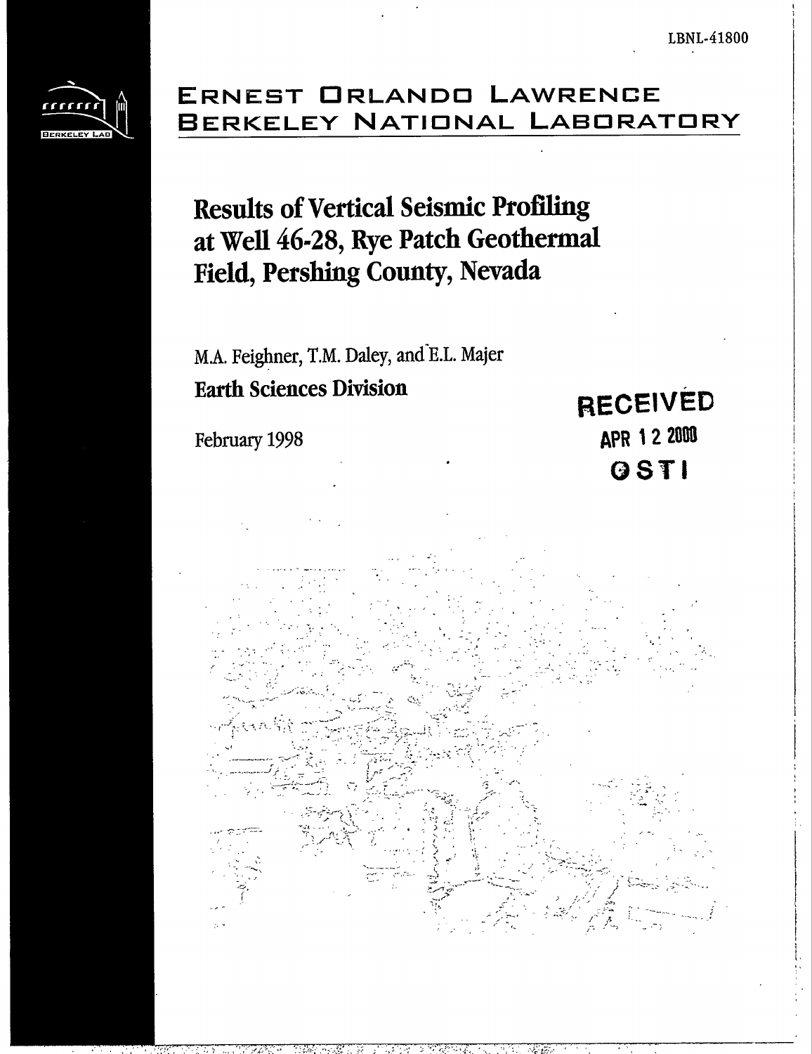LBNL-41800

# ERNEST ORLANDO LAWRENCE BERKELEY NATIONAL LABORATORY

## Results of Vertical Seismic Profiling at Well 46-28, Rye Patch Geothermal Field, Pershing County, Nevada

M.A. Feighner, T.M. Daley, and E.L. Majer

**Earth Sciences Division**

February 1998

RECEIVED
APR 12 2000
OSTI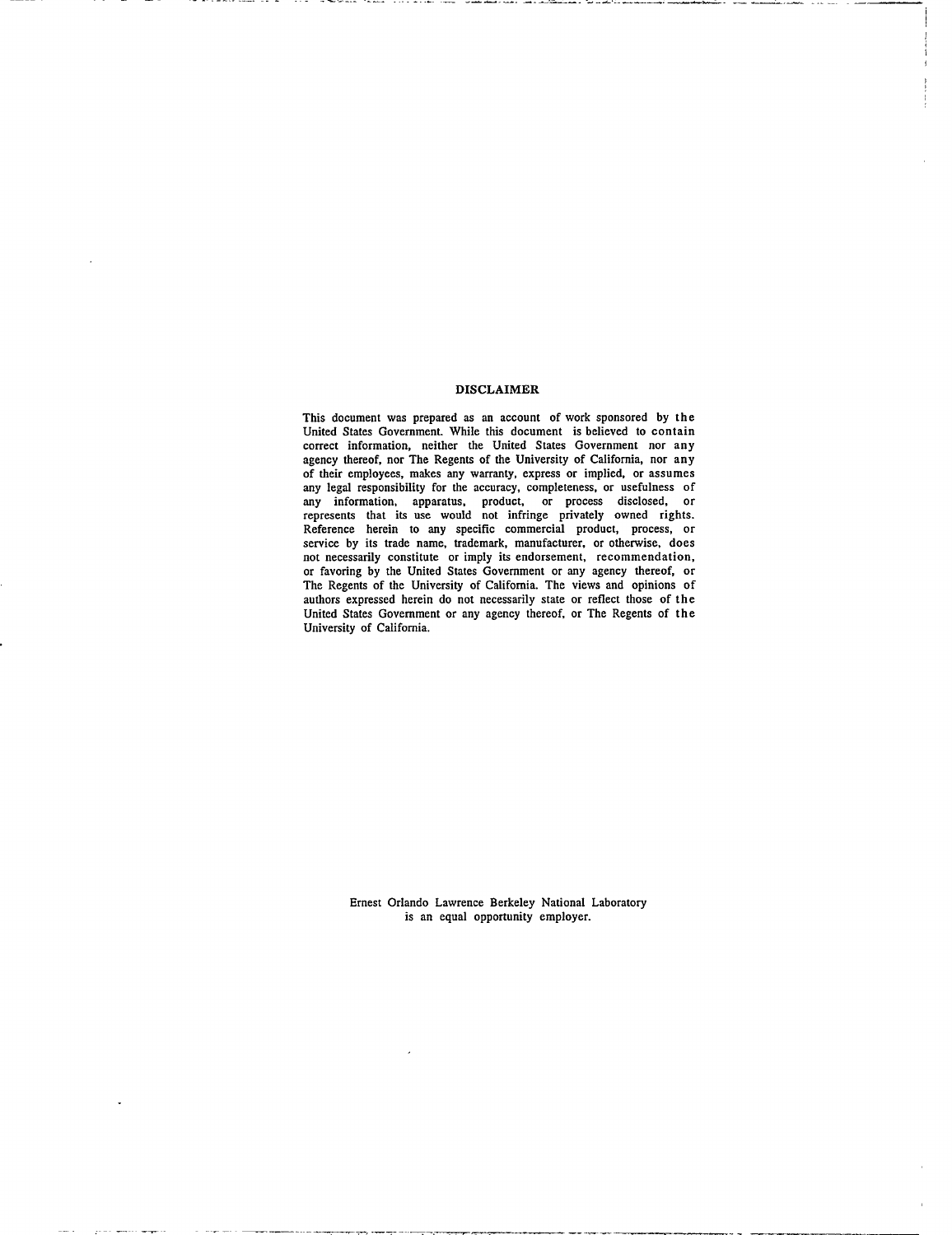## DISCLAIMER

This document was prepared as an account of work sponsored by the United States Government. While this document is believed to contain correct information, neither the United States Government nor any agency thereof, nor The Regents of the University of California, nor any of their employees, makes any warranty, express or implied, or assumes any legal responsibility for the accuracy, completeness, or usefulness of any information, apparatus, product, or process disclosed, or represents that its use would not infringe privately owned rights. Reference herein to any specific commercial product, process, or service by its trade name, trademark, manufacturer, or otherwise, does not necessarily constitute or imply its endorsement, recommendation, or favoring by the United States Government or any agency thereof, or The Regents of the University of California. The views and opinions of authors expressed herein do not necessarily state or reflect those of the United States Government or any agency thereof, or The Regents of the University of California.

Ernest Orlando Lawrence Berkeley National Laboratory is an equal opportunity employer.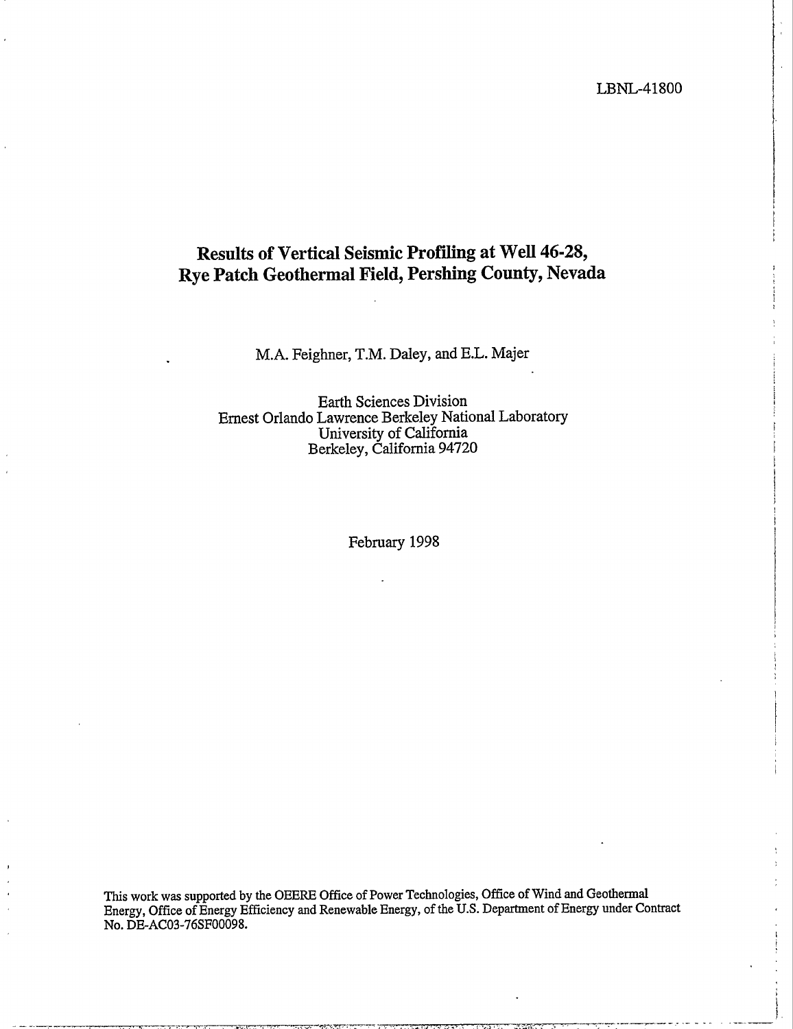LBNL-41800

# Results of Vertical Seismic Profiling at Well 46-28, Rye Patch Geothermal Field, Pershing County, Nevada

M.A. Feighner, T.M. Daley, and E.L. Majer

Earth Sciences Division
Ernest Orlando Lawrence Berkeley National Laboratory
University of California
Berkeley, California 94720

February 1998

This work was supported by the OEERE Office of Power Technologies, Office of Wind and Geothermal Energy, Office of Energy Efficiency and Renewable Energy, of the U.S. Department of Energy under Contract No. DE-AC03-76SF00098.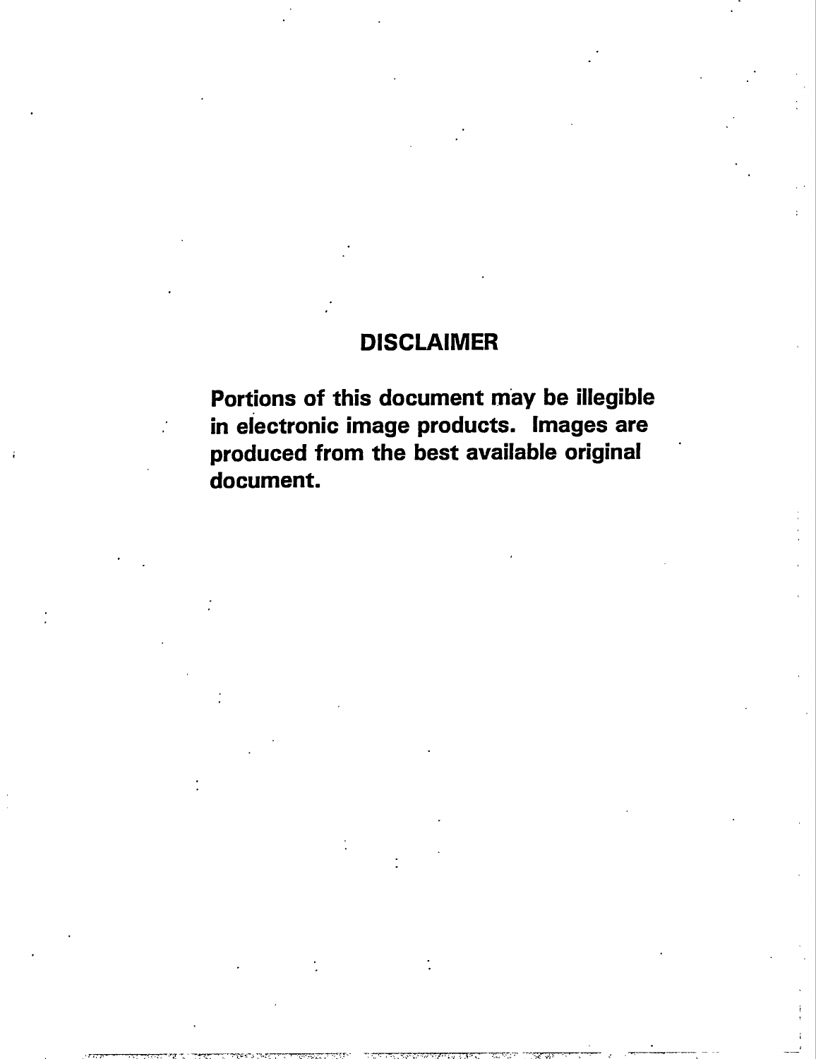# DISCLAIMER

**Portions of this document may be illegible in electronic image products. Images are produced from the best available original document.**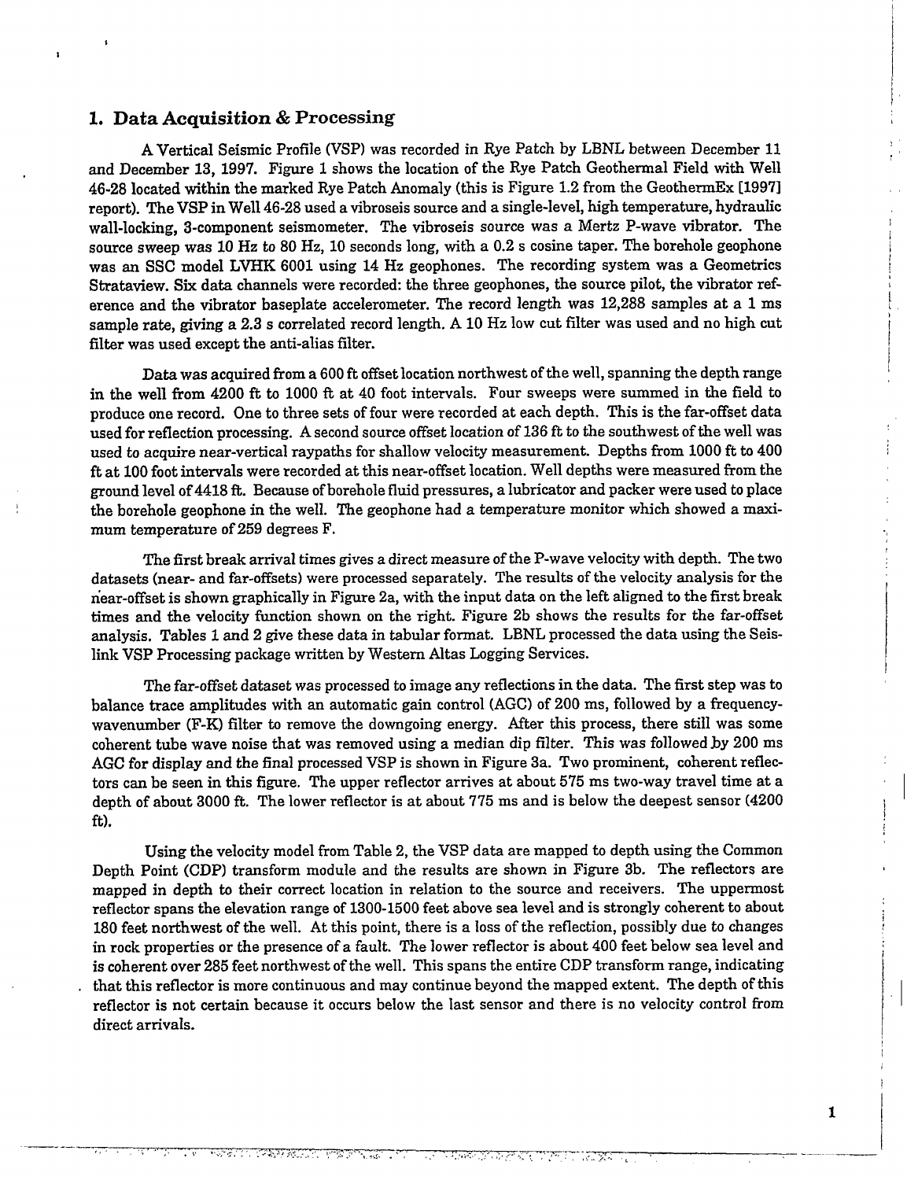## 1. Data Acquisition & Processing

A Vertical Seismic Profile (VSP) was recorded in Rye Patch by LBNL between December 11 and December 13, 1997. Figure 1 shows the location of the Rye Patch Geothermal Field with Well 46-28 located within the marked Rye Patch Anomaly (this is Figure 1.2 from the GeothermEx [1997] report). The VSP in Well 46-28 used a vibroseis source and a single-level, high temperature, hydraulic wall-locking, 3-component seismometer. The vibroseis source was a Mertz P-wave vibrator. The source sweep was 10 Hz to 80 Hz, 10 seconds long, with a 0.2 s cosine taper. The borehole geophone was an SSC model LVHK 6001 using 14 Hz geophones. The recording system was a Geometrics Strataview. Six data channels were recorded: the three geophones, the source pilot, the vibrator reference and the vibrator baseplate accelerometer. The record length was 12,288 samples at a 1 ms sample rate, giving a 2.3 s correlated record length. A 10 Hz low cut filter was used and no high cut filter was used except the anti-alias filter.

Data was acquired from a 600 ft offset location northwest of the well, spanning the depth range in the well from 4200 ft to 1000 ft at 40 foot intervals. Four sweeps were summed in the field to produce one record. One to three sets of four were recorded at each depth. This is the far-offset data used for reflection processing. A second source offset location of 136 ft to the southwest of the well was used to acquire near-vertical raypaths for shallow velocity measurement. Depths from 1000 ft to 400 ft at 100 foot intervals were recorded at this near-offset location. Well depths were measured from the ground level of 4418 ft. Because of borehole fluid pressures, a lubricator and packer were used to place the borehole geophone in the well. The geophone had a temperature monitor which showed a maximum temperature of 259 degrees F.

The first break arrival times gives a direct measure of the P-wave velocity with depth. The two datasets (near- and far-offsets) were processed separately. The results of the velocity analysis for the near-offset is shown graphically in Figure 2a, with the input data on the left aligned to the first break times and the velocity function shown on the right. Figure 2b shows the results for the far-offset analysis. Tables 1 and 2 give these data in tabular format. LBNL processed the data using the Seislink VSP Processing package written by Western Altas Logging Services.

The far-offset dataset was processed to image any reflections in the data. The first step was to balance trace amplitudes with an automatic gain control (AGC) of 200 ms, followed by a frequency-wavenumber (F-K) filter to remove the downgoing energy. After this process, there still was some coherent tube wave noise that was removed using a median dip filter. This was followed by 200 ms AGC for display and the final processed VSP is shown in Figure 3a. Two prominent, coherent reflectors can be seen in this figure. The upper reflector arrives at about 575 ms two-way travel time at a depth of about 3000 ft. The lower reflector is at about 775 ms and is below the deepest sensor (4200 ft).

Using the velocity model from Table 2, the VSP data are mapped to depth using the Common Depth Point (CDP) transform module and the results are shown in Figure 3b. The reflectors are mapped in depth to their correct location in relation to the source and receivers. The uppermost reflector spans the elevation range of 1300-1500 feet above sea level and is strongly coherent to about 180 feet northwest of the well. At this point, there is a loss of the reflection, possibly due to changes in rock properties or the presence of a fault. The lower reflector is about 400 feet below sea level and is coherent over 285 feet northwest of the well. This spans the entire CDP transform range, indicating that this reflector is more continuous and may continue beyond the mapped extent. The depth of this reflector is not certain because it occurs below the last sensor and there is no velocity control from direct arrivals.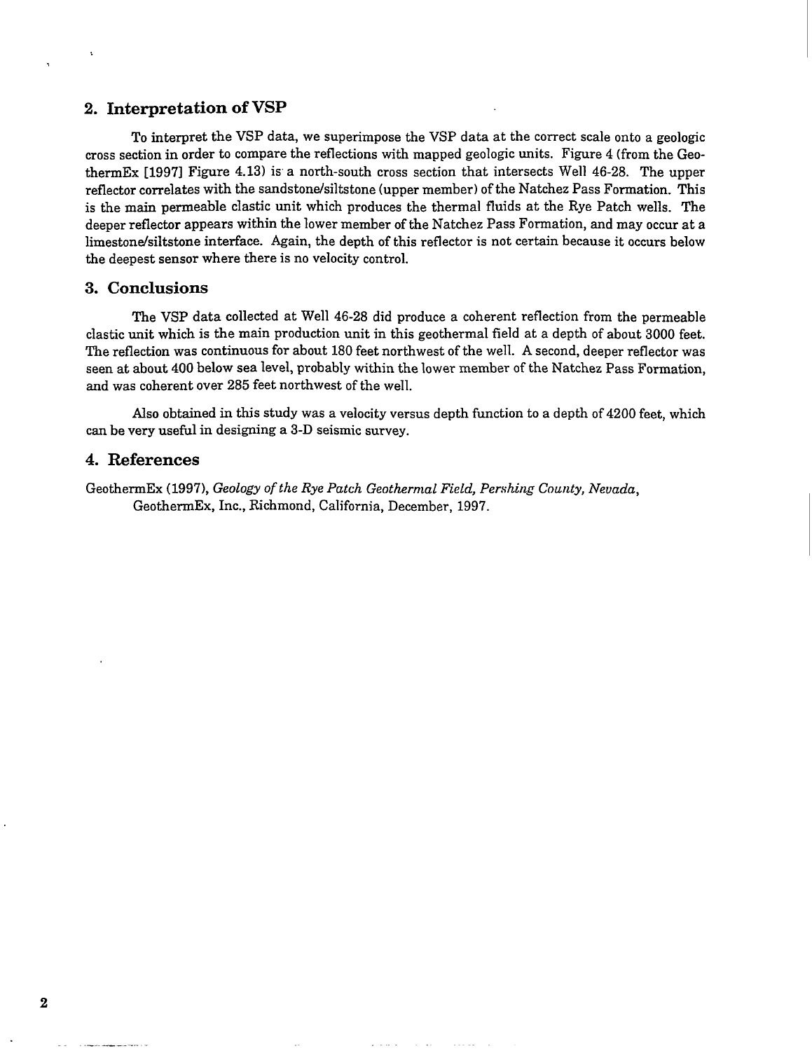## 2. Interpretation of VSP

To interpret the VSP data, we superimpose the VSP data at the correct scale onto a geologic cross section in order to compare the reflections with mapped geologic units. Figure 4 (from the GeothermEx [1997] Figure 4.13) is a north-south cross section that intersects Well 46-28. The upper reflector correlates with the sandstone/siltstone (upper member) of the Natchez Pass Formation. This is the main permeable clastic unit which produces the thermal fluids at the Rye Patch wells. The deeper reflector appears within the lower member of the Natchez Pass Formation, and may occur at a limestone/siltstone interface. Again, the depth of this reflector is not certain because it occurs below the deepest sensor where there is no velocity control.

## 3. Conclusions

The VSP data collected at Well 46-28 did produce a coherent reflection from the permeable clastic unit which is the main production unit in this geothermal field at a depth of about 3000 feet. The reflection was continuous for about 180 feet northwest of the well. A second, deeper reflector was seen at about 400 below sea level, probably within the lower member of the Natchez Pass Formation, and was coherent over 285 feet northwest of the well.

Also obtained in this study was a velocity versus depth function to a depth of 4200 feet, which can be very useful in designing a 3-D seismic survey.

## 4. References

GeothermEx (1997), *Geology of the Rye Patch Geothermal Field, Pershing County, Nevada*, GeothermEx, Inc., Richmond, California, December, 1997.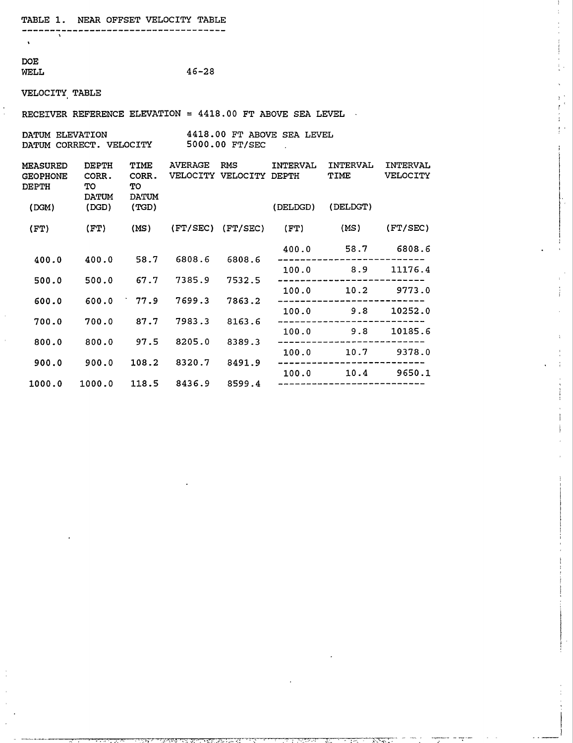TABLE 1. NEAR OFFSET VELOCITY TABLE

DOE
WELL 46-28

VELOCITY TABLE

RECEIVER REFERENCE ELEVATION = 4418.00 FT ABOVE SEA LEVEL

DATUM ELEVATION 4418.00 FT ABOVE SEA LEVEL
DATUM CORRECT. VELOCITY 5000.00 FT/SEC

| MEASURED GEOPHONE DEPTH (DGM) (FT) | DEPTH CORR. TO DATUM (DGD) (FT) | TIME CORR. TO DATUM (TGD) (MS) | AVERAGE VELOCITY (FT/SEC) | RMS VELOCITY (FT/SEC) | INTERVAL DEPTH (DELDGD) (FT) | INTERVAL TIME (DELDGT) (MS) | INTERVAL VELOCITY (FT/SEC) |
|---|---|---|---|---|---|---|---|
| | | | | | 400.0 | 58.7 | 6808.6 |
| 400.0 | 400.0 | 58.7 | 6808.6 | 6808.6 | | | |
| | | | | | 100.0 | 8.9 | 11176.4 |
| 500.0 | 500.0 | 67.7 | 7385.9 | 7532.5 | | | |
| | | | | | 100.0 | 10.2 | 9773.0 |
| 600.0 | 600.0 | 77.9 | 7699.3 | 7863.2 | | | |
| | | | | | 100.0 | 9.8 | 10252.0 |
| 700.0 | 700.0 | 87.7 | 7983.3 | 8163.6 | | | |
| | | | | | 100.0 | 9.8 | 10185.6 |
| 800.0 | 800.0 | 97.5 | 8205.0 | 8389.3 | | | |
| | | | | | 100.0 | 10.7 | 9378.0 |
| 900.0 | 900.0 | 108.2 | 8320.7 | 8491.9 | | | |
| | | | | | 100.0 | 10.4 | 9650.1 |
| 1000.0 | 1000.0 | 118.5 | 8436.9 | 8599.4 | | | |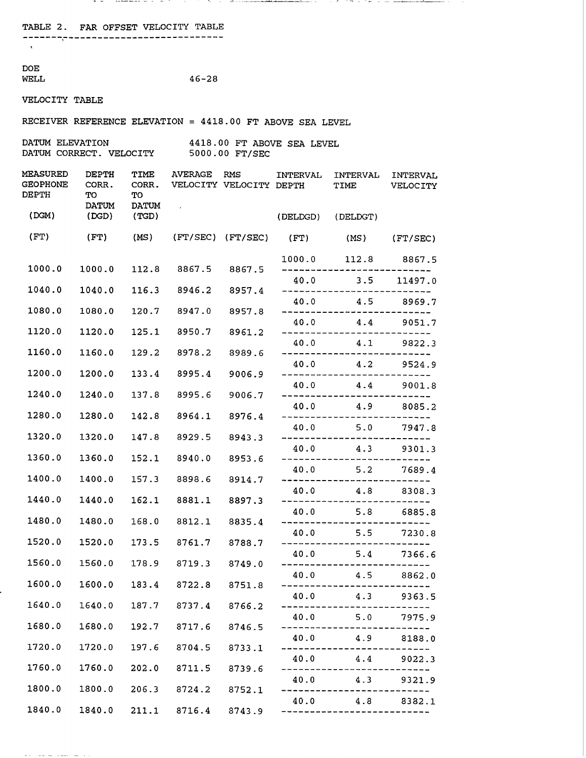TABLE 2. FAR OFFSET VELOCITY TABLE

DOE
WELL 46-28

VELOCITY TABLE

RECEIVER REFERENCE ELEVATION = 4418.00 FT ABOVE SEA LEVEL

DATUM ELEVATION 4418.00 FT ABOVE SEA LEVEL
DATUM CORRECT. VELOCITY 5000.00 FT/SEC

| MEASURED GEOPHONE DEPTH (DGM) (FT) | DEPTH CORR. TO DATUM (DGD) (FT) | TIME CORR. TO DATUM (TGD) (MS) | AVERAGE VELOCITY (FT/SEC) | RMS VELOCITY (FT/SEC) | INTERVAL DEPTH (DELDGD) (FT) | INTERVAL TIME (DELDGT) (MS) | INTERVAL VELOCITY (FT/SEC) |
|---|---|---|---|---|---|---|---|
| | | | | | 1000.0 | 112.8 | 8867.5 |
| 1000.0 | 1000.0 | 112.8 | 8867.5 | 8867.5 | | | |
| | | | | | 40.0 | 3.5 | 11497.0 |
| 1040.0 | 1040.0 | 116.3 | 8946.2 | 8957.4 | | | |
| | | | | | 40.0 | 4.5 | 8969.7 |
| 1080.0 | 1080.0 | 120.7 | 8947.0 | 8957.8 | | | |
| | | | | | 40.0 | 4.4 | 9051.7 |
| 1120.0 | 1120.0 | 125.1 | 8950.7 | 8961.2 | | | |
| | | | | | 40.0 | 4.1 | 9822.3 |
| 1160.0 | 1160.0 | 129.2 | 8978.2 | 8989.6 | | | |
| | | | | | 40.0 | 4.2 | 9524.9 |
| 1200.0 | 1200.0 | 133.4 | 8995.4 | 9006.9 | | | |
| | | | | | 40.0 | 4.4 | 9001.8 |
| 1240.0 | 1240.0 | 137.8 | 8995.6 | 9006.7 | | | |
| | | | | | 40.0 | 4.9 | 8085.2 |
| 1280.0 | 1280.0 | 142.8 | 8964.1 | 8976.4 | | | |
| | | | | | 40.0 | 5.0 | 7947.8 |
| 1320.0 | 1320.0 | 147.8 | 8929.5 | 8943.3 | | | |
| | | | | | 40.0 | 4.3 | 9301.3 |
| 1360.0 | 1360.0 | 152.1 | 8940.0 | 8953.6 | | | |
| | | | | | 40.0 | 5.2 | 7689.4 |
| 1400.0 | 1400.0 | 157.3 | 8898.6 | 8914.7 | | | |
| | | | | | 40.0 | 4.8 | 8308.3 |
| 1440.0 | 1440.0 | 162.1 | 8881.1 | 8897.3 | | | |
| | | | | | 40.0 | 5.8 | 6885.8 |
| 1480.0 | 1480.0 | 168.0 | 8812.1 | 8835.4 | | | |
| | | | | | 40.0 | 5.5 | 7230.8 |
| 1520.0 | 1520.0 | 173.5 | 8761.7 | 8788.7 | | | |
| | | | | | 40.0 | 5.4 | 7366.6 |
| 1560.0 | 1560.0 | 178.9 | 8719.3 | 8749.0 | | | |
| | | | | | 40.0 | 4.5 | 8862.0 |
| 1600.0 | 1600.0 | 183.4 | 8722.8 | 8751.8 | | | |
| | | | | | 40.0 | 4.3 | 9363.5 |
| 1640.0 | 1640.0 | 187.7 | 8737.4 | 8766.2 | | | |
| | | | | | 40.0 | 5.0 | 7975.9 |
| 1680.0 | 1680.0 | 192.7 | 8717.6 | 8746.5 | | | |
| | | | | | 40.0 | 4.9 | 8188.0 |
| 1720.0 | 1720.0 | 197.6 | 8704.5 | 8733.1 | | | |
| | | | | | 40.0 | 4.4 | 9022.3 |
| 1760.0 | 1760.0 | 202.0 | 8711.5 | 8739.6 | | | |
| | | | | | 40.0 | 4.3 | 9321.9 |
| 1800.0 | 1800.0 | 206.3 | 8724.2 | 8752.1 | | | |
| | | | | | 40.0 | 4.8 | 8382.1 |
| 1840.0 | 1840.0 | 211.1 | 8716.4 | 8743.9 | | | |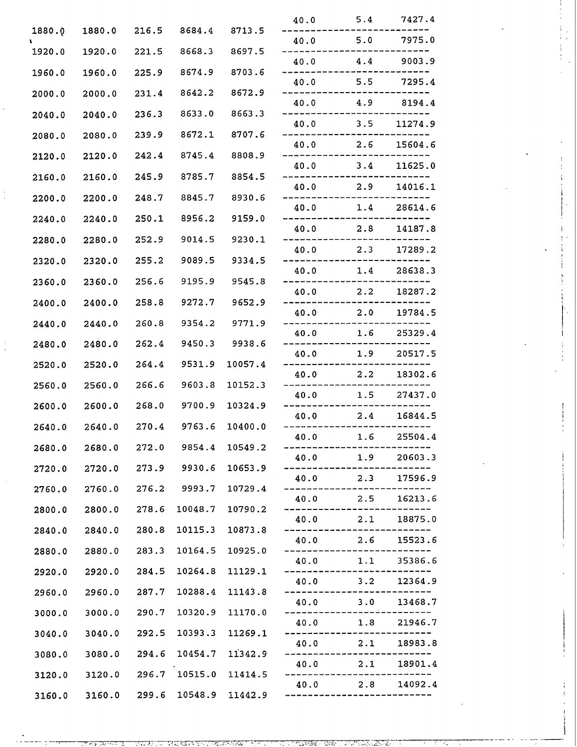| | | | | | | | |
|---|---|---|---|---|---|---|---|
| | | | | | 40.0 | 5.4 | 7427.4 |
| 1880.0 | 1880.0 | 216.5 | 8684.4 | 8713.5 | | | |
| | | | | | 40.0 | 5.0 | 7975.0 |
| 1920.0 | 1920.0 | 221.5 | 8668.3 | 8697.5 | | | |
| | | | | | 40.0 | 4.4 | 9003.9 |
| 1960.0 | 1960.0 | 225.9 | 8674.9 | 8703.6 | | | |
| | | | | | 40.0 | 5.5 | 7295.4 |
| 2000.0 | 2000.0 | 231.4 | 8642.2 | 8672.9 | | | |
| | | | | | 40.0 | 4.9 | 8194.4 |
| 2040.0 | 2040.0 | 236.3 | 8633.0 | 8663.3 | | | |
| | | | | | 40.0 | 3.5 | 11274.9 |
| 2080.0 | 2080.0 | 239.9 | 8672.1 | 8707.6 | | | |
| | | | | | 40.0 | 2.6 | 15604.6 |
| 2120.0 | 2120.0 | 242.4 | 8745.4 | 8808.9 | | | |
| | | | | | 40.0 | 3.4 | 11625.0 |
| 2160.0 | 2160.0 | 245.9 | 8785.7 | 8854.5 | | | |
| | | | | | 40.0 | 2.9 | 14016.1 |
| 2200.0 | 2200.0 | 248.7 | 8845.7 | 8930.6 | | | |
| | | | | | 40.0 | 1.4 | 28614.6 |
| 2240.0 | 2240.0 | 250.1 | 8956.2 | 9159.0 | | | |
| | | | | | 40.0 | 2.8 | 14187.8 |
| 2280.0 | 2280.0 | 252.9 | 9014.5 | 9230.1 | | | |
| | | | | | 40.0 | 2.3 | 17289.2 |
| 2320.0 | 2320.0 | 255.2 | 9089.5 | 9334.5 | | | |
| | | | | | 40.0 | 1.4 | 28638.3 |
| 2360.0 | 2360.0 | 256.6 | 9195.9 | 9545.8 | | | |
| | | | | | 40.0 | 2.2 | 18287.2 |
| 2400.0 | 2400.0 | 258.8 | 9272.7 | 9652.9 | | | |
| | | | | | 40.0 | 2.0 | 19784.5 |
| 2440.0 | 2440.0 | 260.8 | 9354.2 | 9771.9 | | | |
| | | | | | 40.0 | 1.6 | 25329.4 |
| 2480.0 | 2480.0 | 262.4 | 9450.3 | 9938.6 | | | |
| | | | | | 40.0 | 1.9 | 20517.5 |
| 2520.0 | 2520.0 | 264.4 | 9531.9 | 10057.4 | | | |
| | | | | | 40.0 | 2.2 | 18302.6 |
| 2560.0 | 2560.0 | 266.6 | 9603.8 | 10152.3 | | | |
| | | | | | 40.0 | 1.5 | 27437.0 |
| 2600.0 | 2600.0 | 268.0 | 9700.9 | 10324.9 | | | |
| | | | | | 40.0 | 2.4 | 16844.5 |
| 2640.0 | 2640.0 | 270.4 | 9763.6 | 10400.0 | | | |
| | | | | | 40.0 | 1.6 | 25504.4 |
| 2680.0 | 2680.0 | 272.0 | 9854.4 | 10549.2 | | | |
| | | | | | 40.0 | 1.9 | 20603.3 |
| 2720.0 | 2720.0 | 273.9 | 9930.6 | 10653.9 | | | |
| | | | | | 40.0 | 2.3 | 17596.9 |
| 2760.0 | 2760.0 | 276.2 | 9993.7 | 10729.4 | | | |
| | | | | | 40.0 | 2.5 | 16213.6 |
| 2800.0 | 2800.0 | 278.6 | 10048.7 | 10790.2 | | | |
| | | | | | 40.0 | 2.1 | 18875.0 |
| 2840.0 | 2840.0 | 280.8 | 10115.3 | 10873.8 | | | |
| | | | | | 40.0 | 2.6 | 15523.6 |
| 2880.0 | 2880.0 | 283.3 | 10164.5 | 10925.0 | | | |
| | | | | | 40.0 | 1.1 | 35386.6 |
| 2920.0 | 2920.0 | 284.5 | 10264.8 | 11129.1 | | | |
| | | | | | 40.0 | 3.2 | 12364.9 |
| 2960.0 | 2960.0 | 287.7 | 10288.4 | 11143.8 | | | |
| | | | | | 40.0 | 3.0 | 13468.7 |
| 3000.0 | 3000.0 | 290.7 | 10320.9 | 11170.0 | | | |
| | | | | | 40.0 | 1.8 | 21946.7 |
| 3040.0 | 3040.0 | 292.5 | 10393.3 | 11269.1 | | | |
| | | | | | 40.0 | 2.1 | 18983.8 |
| 3080.0 | 3080.0 | 294.6 | 10454.7 | 11342.9 | | | |
| | | | | | 40.0 | 2.1 | 18901.4 |
| 3120.0 | 3120.0 | 296.7 | 10515.0 | 11414.5 | | | |
| | | | | | 40.0 | 2.8 | 14092.4 |
| 3160.0 | 3160.0 | 299.6 | 10548.9 | 11442.9 | | | |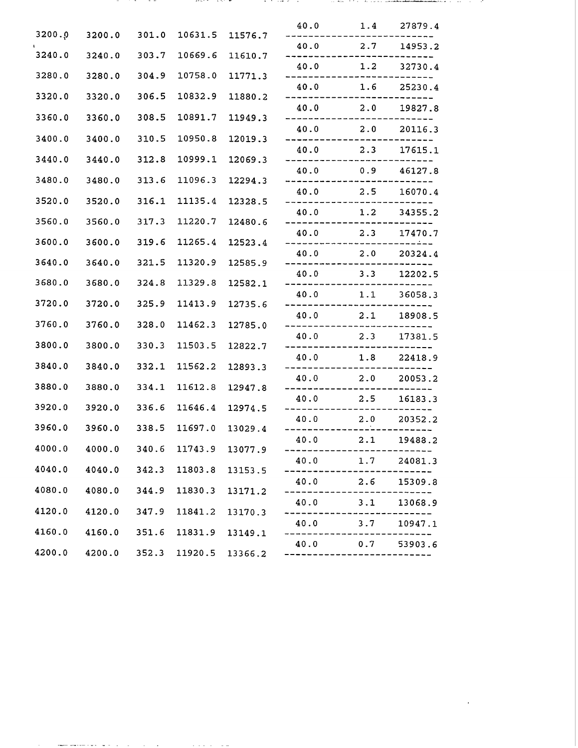| | | | | | | | |
|---|---|---|---|---|---|---|---|
| | | | | | 40.0 | 1.4 | 27879.4 |
| 3200.0 | 3200.0 | 301.0 | 10631.5 | 11576.7 | | | |
| | | | | | 40.0 | 2.7 | 14953.2 |
| 3240.0 | 3240.0 | 303.7 | 10669.6 | 11610.7 | | | |
| | | | | | 40.0 | 1.2 | 32730.4 |
| 3280.0 | 3280.0 | 304.9 | 10758.0 | 11771.3 | | | |
| | | | | | 40.0 | 1.6 | 25230.4 |
| 3320.0 | 3320.0 | 306.5 | 10832.9 | 11880.2 | | | |
| | | | | | 40.0 | 2.0 | 19827.8 |
| 3360.0 | 3360.0 | 308.5 | 10891.7 | 11949.3 | | | |
| | | | | | 40.0 | 2.0 | 20116.3 |
| 3400.0 | 3400.0 | 310.5 | 10950.8 | 12019.3 | | | |
| | | | | | 40.0 | 2.3 | 17615.1 |
| 3440.0 | 3440.0 | 312.8 | 10999.1 | 12069.3 | | | |
| | | | | | 40.0 | 0.9 | 46127.8 |
| 3480.0 | 3480.0 | 313.6 | 11096.3 | 12294.3 | | | |
| | | | | | 40.0 | 2.5 | 16070.4 |
| 3520.0 | 3520.0 | 316.1 | 11135.4 | 12328.5 | | | |
| | | | | | 40.0 | 1.2 | 34355.2 |
| 3560.0 | 3560.0 | 317.3 | 11220.7 | 12480.6 | | | |
| | | | | | 40.0 | 2.3 | 17470.7 |
| 3600.0 | 3600.0 | 319.6 | 11265.4 | 12523.4 | | | |
| | | | | | 40.0 | 2.0 | 20324.4 |
| 3640.0 | 3640.0 | 321.5 | 11320.9 | 12585.9 | | | |
| | | | | | 40.0 | 3.3 | 12202.5 |
| 3680.0 | 3680.0 | 324.8 | 11329.8 | 12582.1 | | | |
| | | | | | 40.0 | 1.1 | 36058.3 |
| 3720.0 | 3720.0 | 325.9 | 11413.9 | 12735.6 | | | |
| | | | | | 40.0 | 2.1 | 18908.5 |
| 3760.0 | 3760.0 | 328.0 | 11462.3 | 12785.0 | | | |
| | | | | | 40.0 | 2.3 | 17381.5 |
| 3800.0 | 3800.0 | 330.3 | 11503.5 | 12822.7 | | | |
| | | | | | 40.0 | 1.8 | 22418.9 |
| 3840.0 | 3840.0 | 332.1 | 11562.2 | 12893.3 | | | |
| | | | | | 40.0 | 2.0 | 20053.2 |
| 3880.0 | 3880.0 | 334.1 | 11612.8 | 12947.8 | | | |
| | | | | | 40.0 | 2.5 | 16183.3 |
| 3920.0 | 3920.0 | 336.6 | 11646.4 | 12974.5 | | | |
| | | | | | 40.0 | 2.0 | 20352.2 |
| 3960.0 | 3960.0 | 338.5 | 11697.0 | 13029.4 | | | |
| | | | | | 40.0 | 2.1 | 19488.2 |
| 4000.0 | 4000.0 | 340.6 | 11743.9 | 13077.9 | | | |
| | | | | | 40.0 | 1.7 | 24081.3 |
| 4040.0 | 4040.0 | 342.3 | 11803.8 | 13153.5 | | | |
| | | | | | 40.0 | 2.6 | 15309.8 |
| 4080.0 | 4080.0 | 344.9 | 11830.3 | 13171.2 | | | |
| | | | | | 40.0 | 3.1 | 13068.9 |
| 4120.0 | 4120.0 | 347.9 | 11841.2 | 13170.3 | | | |
| | | | | | 40.0 | 3.7 | 10947.1 |
| 4160.0 | 4160.0 | 351.6 | 11831.9 | 13149.1 | | | |
| | | | | | 40.0 | 0.7 | 53903.6 |
| 4200.0 | 4200.0 | 352.3 | 11920.5 | 13366.2 | | | |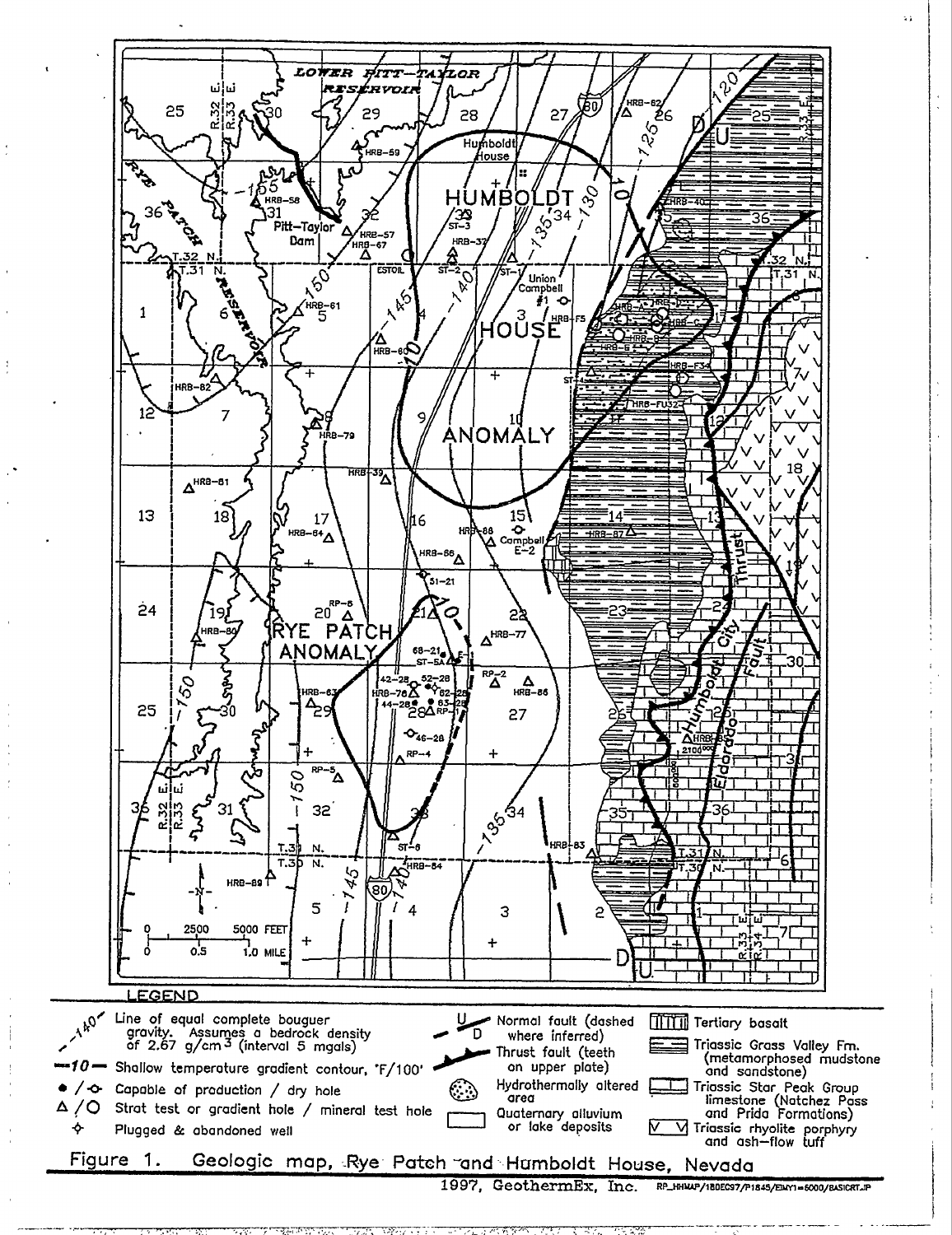LEGEND

- Line of equal complete bouguer gravity. Assumes a bedrock density of 2.67 g/cm³ (interval 5 mgals)
- Shallow temperature gradient contour, °F/100'
- Capable of production / dry hole
- Strat test or gradient hole / mineral test hole
- Plugged & abandoned well
- Normal fault (dashed where inferred)
- Thrust fault (teeth on upper plate)
- Hydrothermally altered area
- Quaternary alluvium or lake deposits
- Tertiary basalt
- Triassic Grass Valley Fm. (metamorphosed mudstone and sandstone)
- Triassic Star Peak Group limestone (Natchez Pass and Prida Formations)
- Triassic rhyolite porphyry and ash-flow tuff

Figure 1. Geologic map, Rye Patch and Humboldt House, Nevada

1997, GeothermEx, Inc.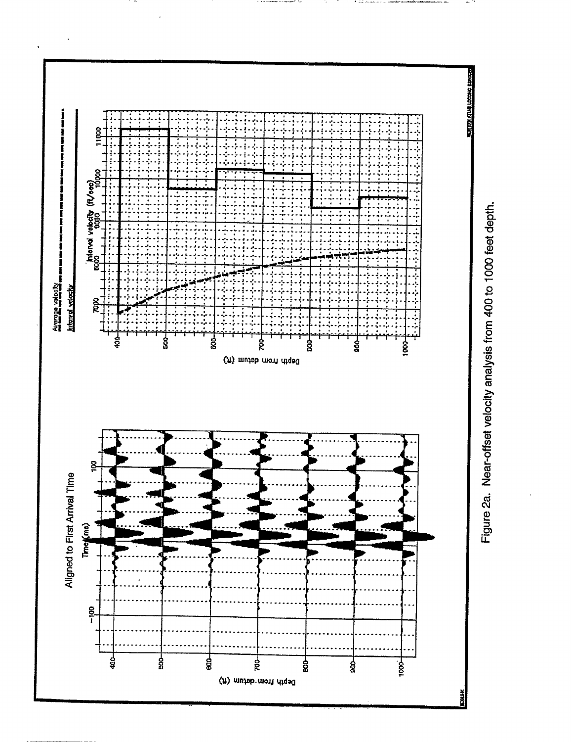Aligned to First Arrival Time

Time (ms)

-100

100

Depth from datum (ft)

400

500

600

700

800

900

1000

Average velocity

Interval velocity

Interval velocity (ft/sec)

7000

8000

9000

10000

11000

Depth from datum (ft)

400

500

600

700

800

900

1000

Figure 2a. Near-offset velocity analysis from 400 to 1000 feet depth.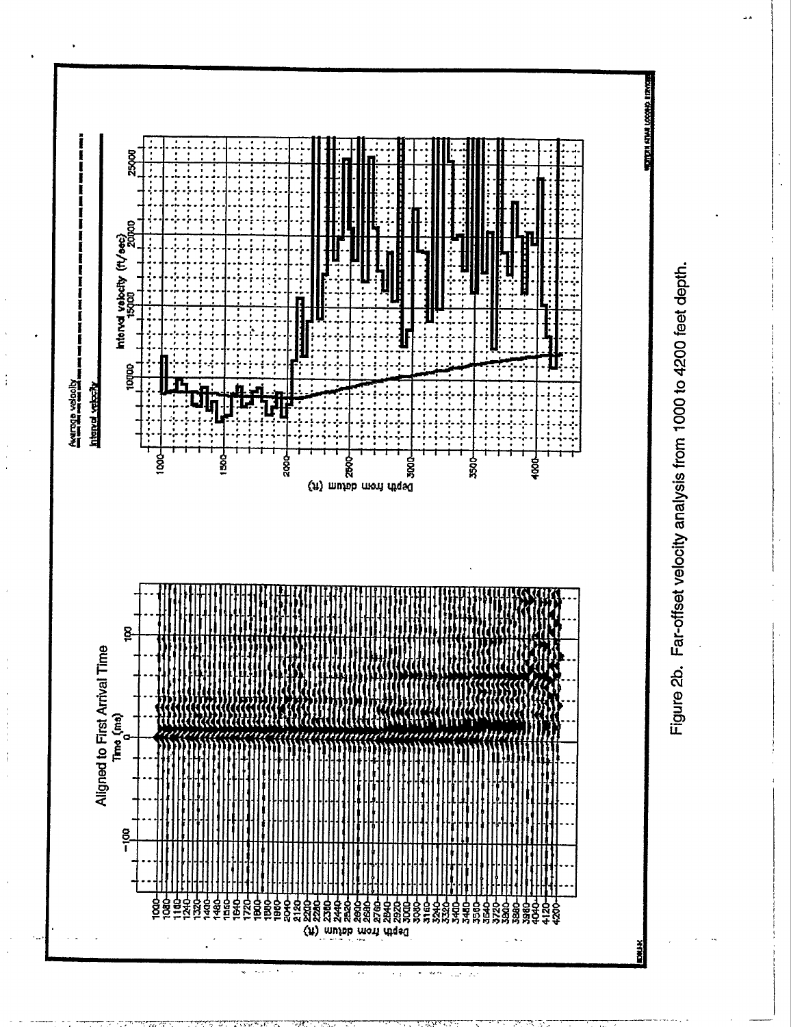Figure 2b. Far-offset velocity analysis from 1000 to 4200 feet depth.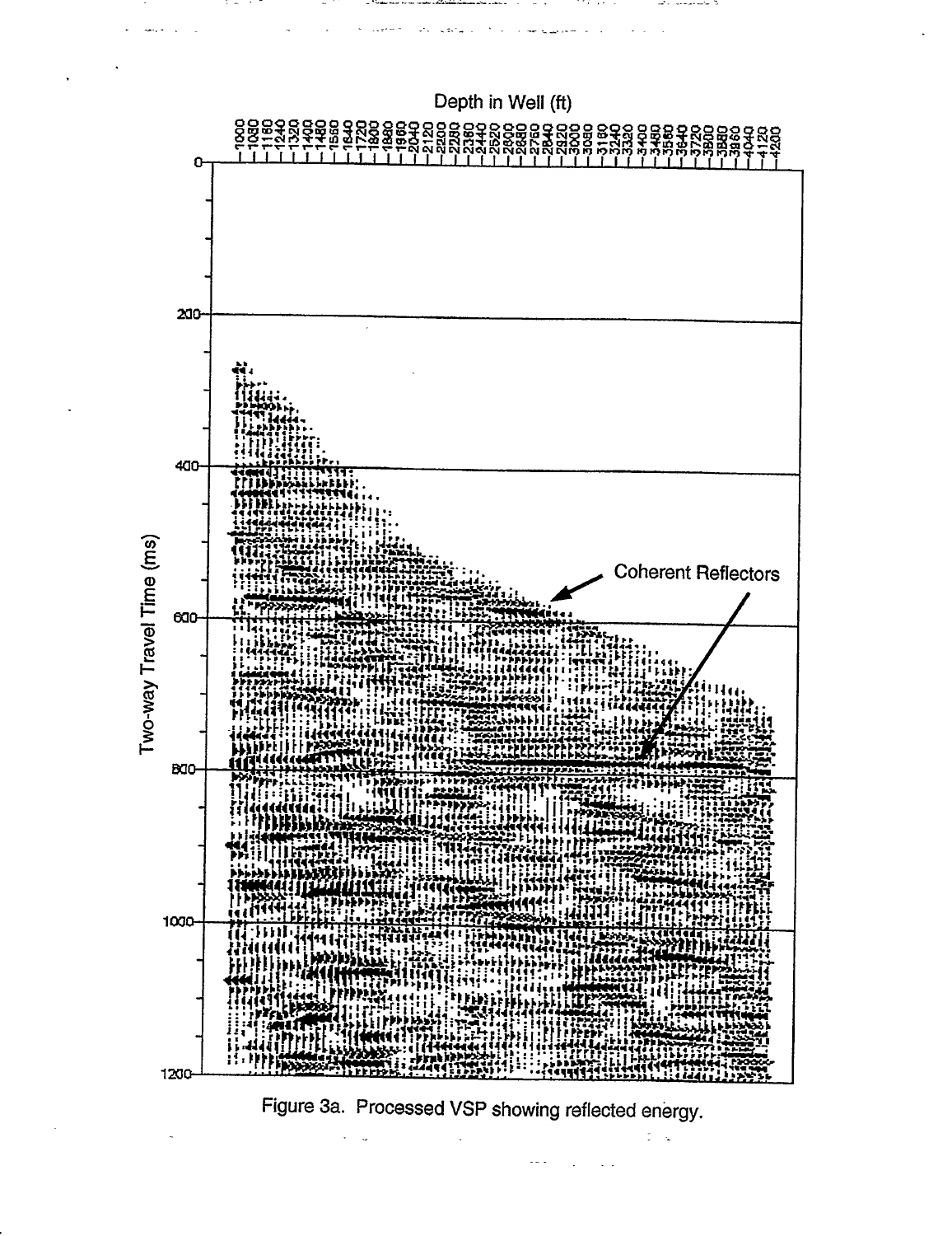Figure 3a. Processed VSP showing reflected energy.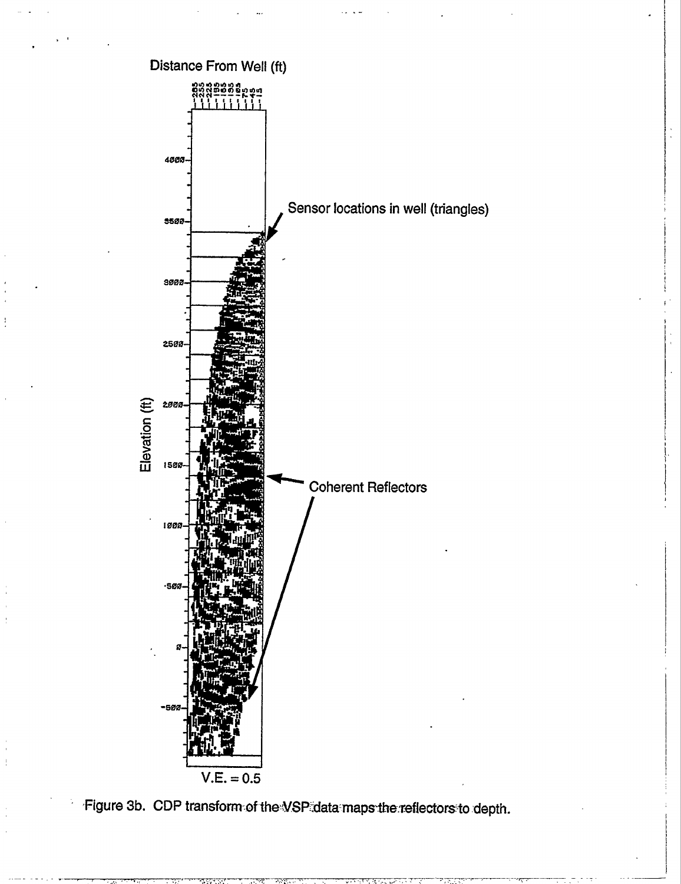Figure 3b. CDP transform of the VSP data maps the reflectors to depth.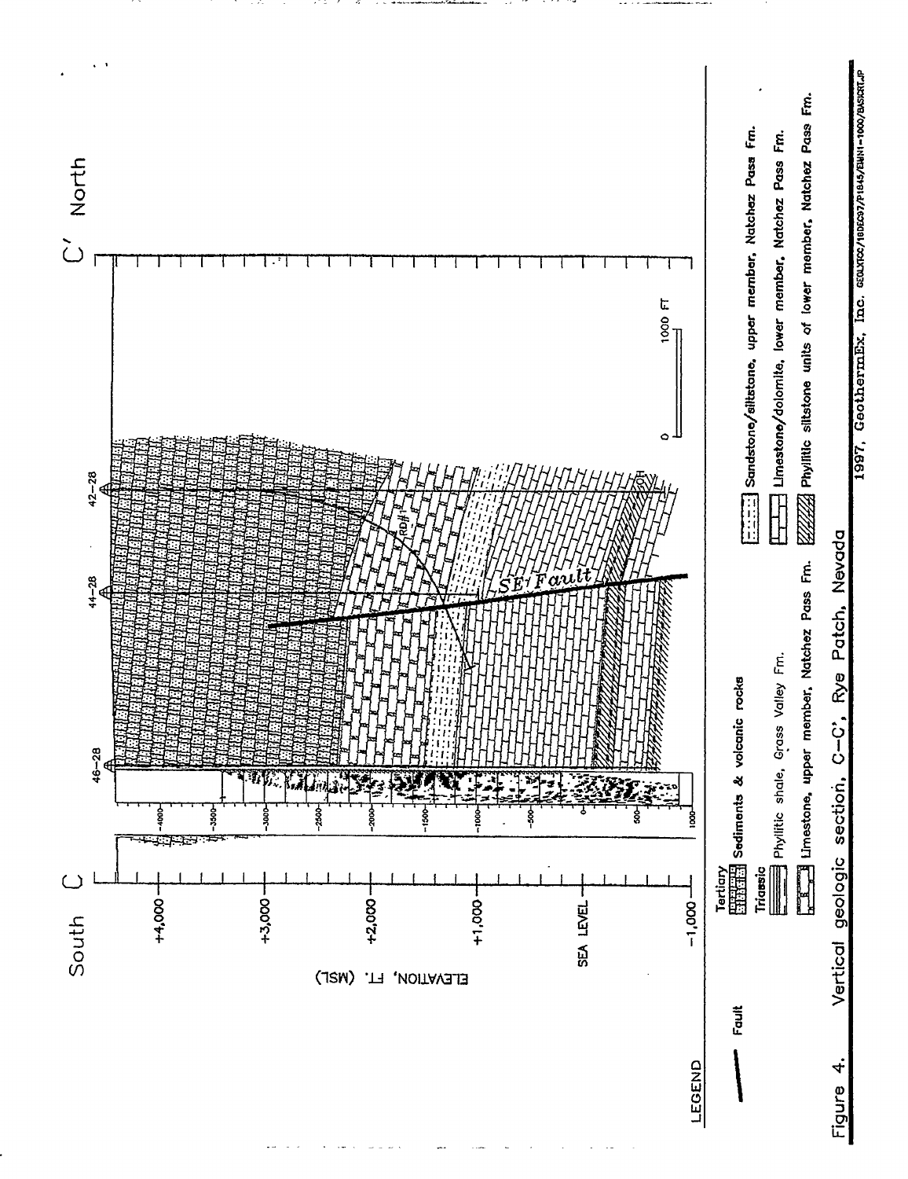South C

C' North

ELEVATION, FT. (MSL)

+4,000

+3,000

+2,000

+1,000

SEA LEVEL

-1,000

46-28

44-28

42-28

-4000

-3500

-3000

-2500

-2000

-1500

-1000

-500

0

500

1000

RD#1

SE Fault

0 1000 FT

LEGEND

Fault

Tertiary

Sediments & volcanic rocks

Triassic

Phyllitic shale, Grass Valley Fm.

Limestone, upper member, Natchez Pass Fm.

Sandstone/siltstone, upper member, Natchez Pass Fm.

Limestone/dolomite, lower member, Natchez Pass Fm.

Phyllitic siltstone units of lower member, Natchez Pass Fm.

Figure 4. Vertical geologic section, C–C', Rye Patch, Nevada

1997, GeothermEx, Inc. GEOLXSC/18DEC97/P1845/EMN1-1000/BASICRT.JP